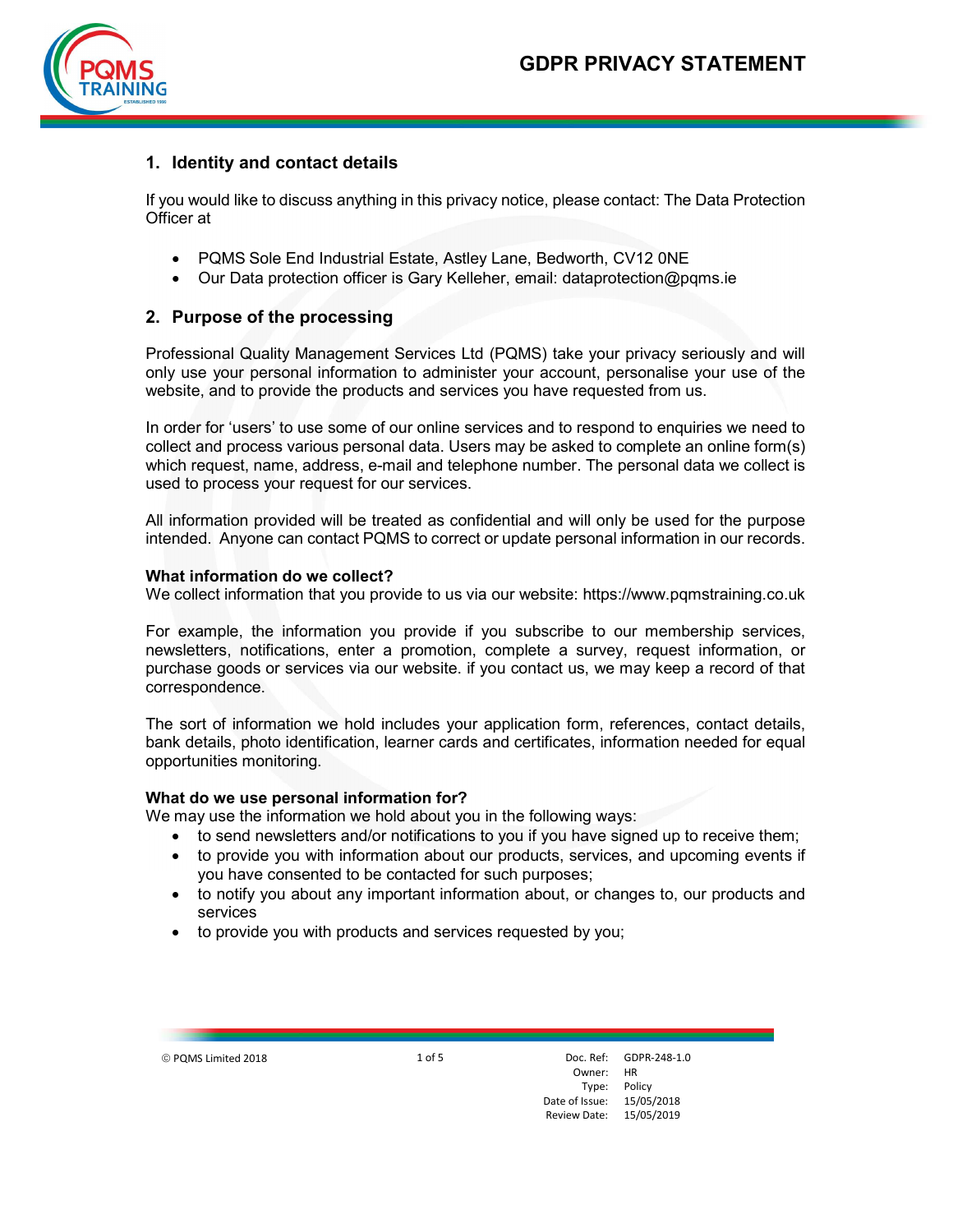# GDPR PRIVACY STATEMENT

## 1. Identity and contact details

If you would like to discuss anything in this privacy notice, please contact: The Data Protection Officer at

- PQMS Sole End Industrial Estate, Astley Lane, Bedworth, CV12 0NE
- Our Data protection officer is Gary Kelleher, email: dataprotection@pqms.ie

## 2. Purpose of the processing

Professional Quality Management Services Ltd (PQMS) take your privacy seriously and will only use your personal information to administer your account, personalise your use of the website, and to provide the products and services you have requested from us.

In order for 'users' to use some of our online services and to respond to enquiries we need to collect and process various personal data. Users may be asked to complete an online form(s) which request, name, address, e-mail and telephone number. The personal data we collect is used to process your request for our services.

All information provided will be treated as confidential and will only be used for the purpose intended. Anyone can contact PQMS to correct or update personal information in our records.

**What information do we collect?**
We collect information that you provide to us via our website: https://www.pqmstraining.co.uk

For example, the information you provide if you subscribe to our membership services, newsletters, notifications, enter a promotion, complete a survey, request information, or purchase goods or services via our website. if you contact us, we may keep a record of that correspondence.

The sort of information we hold includes your application form, references, contact details, bank details, photo identification, learner cards and certificates, information needed for equal opportunities monitoring.

**What do we use personal information for?**
We may use the information we hold about you in the following ways:

- to send newsletters and/or notifications to you if you have signed up to receive them;
- to provide you with information about our products, services, and upcoming events if you have consented to be contacted for such purposes;
- to notify you about any important information about, or changes to, our products and services
- to provide you with products and services requested by you;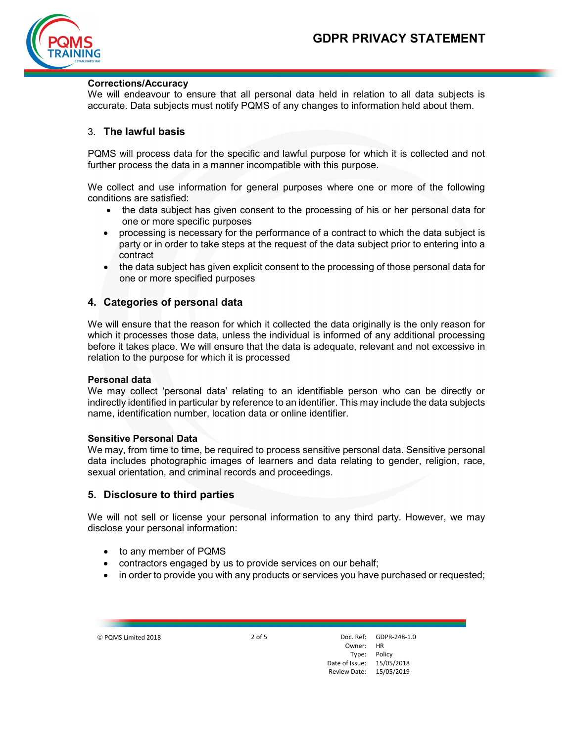**Corrections/Accuracy**
We will endeavour to ensure that all personal data held in relation to all data subjects is accurate. Data subjects must notify PQMS of any changes to information held about them.

## 3. The lawful basis

PQMS will process data for the specific and lawful purpose for which it is collected and not further process the data in a manner incompatible with this purpose.

We collect and use information for general purposes where one or more of the following conditions are satisfied:

- the data subject has given consent to the processing of his or her personal data for one or more specific purposes
- processing is necessary for the performance of a contract to which the data subject is party or in order to take steps at the request of the data subject prior to entering into a contract
- the data subject has given explicit consent to the processing of those personal data for one or more specified purposes

## 4. Categories of personal data

We will ensure that the reason for which it collected the data originally is the only reason for which it processes those data, unless the individual is informed of any additional processing before it takes place. We will ensure that the data is adequate, relevant and not excessive in relation to the purpose for which it is processed

**Personal data**
We may collect 'personal data' relating to an identifiable person who can be directly or indirectly identified in particular by reference to an identifier. This may include the data subjects name, identification number, location data or online identifier.

**Sensitive Personal Data**
We may, from time to time, be required to process sensitive personal data. Sensitive personal data includes photographic images of learners and data relating to gender, religion, race, sexual orientation, and criminal records and proceedings.

## 5. Disclosure to third parties

We will not sell or license your personal information to any third party. However, we may disclose your personal information:

- to any member of PQMS
- contractors engaged by us to provide services on our behalf;
- in order to provide you with any products or services you have purchased or requested;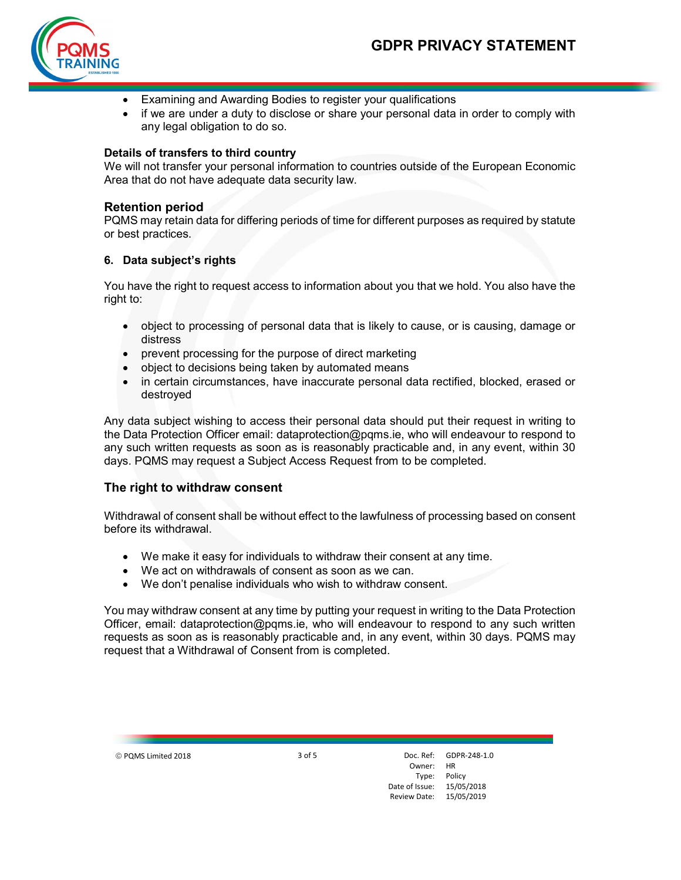- Examining and Awarding Bodies to register your qualifications
- if we are under a duty to disclose or share your personal data in order to comply with any legal obligation to do so.

**Details of transfers to third country**

We will not transfer your personal information to countries outside of the European Economic Area that do not have adequate data security law.

**Retention period**

PQMS may retain data for differing periods of time for different purposes as required by statute or best practices.

## 6. Data subject's rights

You have the right to request access to information about you that we hold. You also have the right to:

- object to processing of personal data that is likely to cause, or is causing, damage or distress
- prevent processing for the purpose of direct marketing
- object to decisions being taken by automated means
- in certain circumstances, have inaccurate personal data rectified, blocked, erased or destroyed

Any data subject wishing to access their personal data should put their request in writing to the Data Protection Officer email: dataprotection@pqms.ie, who will endeavour to respond to any such written requests as soon as is reasonably practicable and, in any event, within 30 days. PQMS may request a Subject Access Request from to be completed.

### The right to withdraw consent

Withdrawal of consent shall be without effect to the lawfulness of processing based on consent before its withdrawal.

- We make it easy for individuals to withdraw their consent at any time.
- We act on withdrawals of consent as soon as we can.
- We don't penalise individuals who wish to withdraw consent.

You may withdraw consent at any time by putting your request in writing to the Data Protection Officer, email: dataprotection@pqms.ie, who will endeavour to respond to any such written requests as soon as is reasonably practicable and, in any event, within 30 days. PQMS may request that a Withdrawal of Consent from is completed.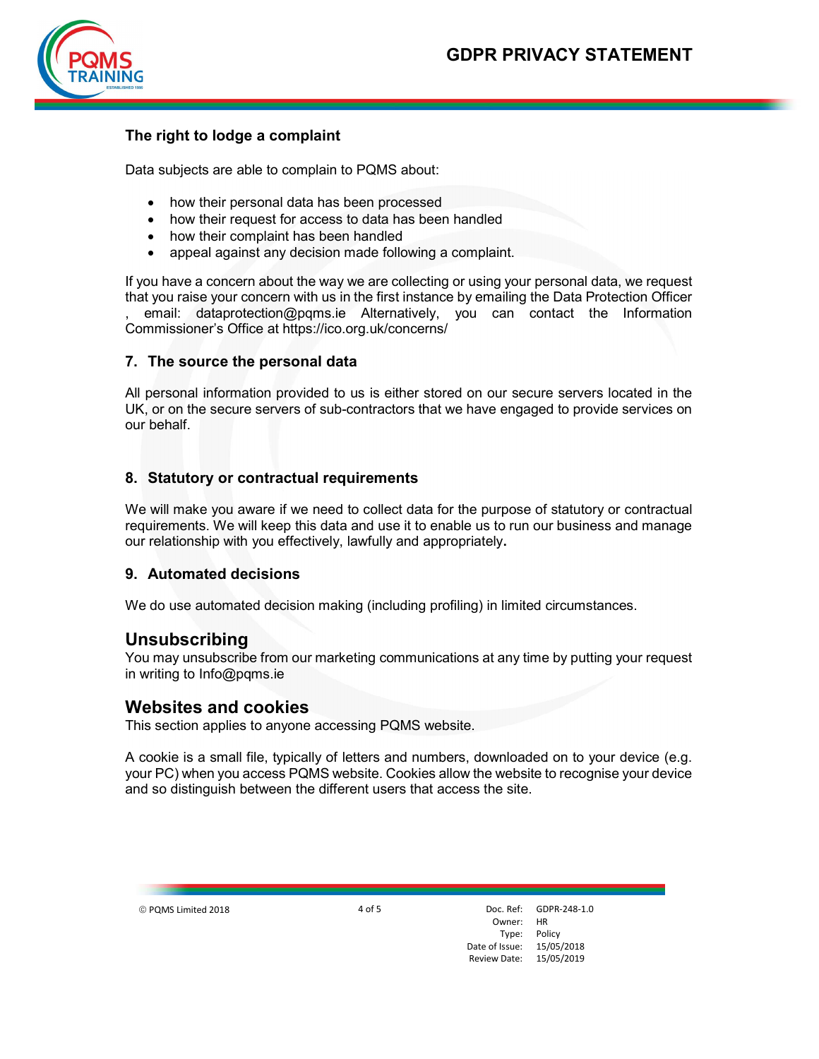### The right to lodge a complaint

Data subjects are able to complain to PQMS about:

- how their personal data has been processed
- how their request for access to data has been handled
- how their complaint has been handled
- appeal against any decision made following a complaint.

If you have a concern about the way we are collecting or using your personal data, we request that you raise your concern with us in the first instance by emailing the Data Protection Officer , email: dataprotection@pqms.ie Alternatively, you can contact the Information Commissioner's Office at https://ico.org.uk/concerns/

### 7. The source the personal data

All personal information provided to us is either stored on our secure servers located in the UK, or on the secure servers of sub-contractors that we have engaged to provide services on our behalf.

### 8. Statutory or contractual requirements

We will make you aware if we need to collect data for the purpose of statutory or contractual requirements. We will keep this data and use it to enable us to run our business and manage our relationship with you effectively, lawfully and appropriately.

### 9. Automated decisions

We do use automated decision making (including profiling) in limited circumstances.

## Unsubscribing

You may unsubscribe from our marketing communications at any time by putting your request in writing to Info@pqms.ie

## Websites and cookies

This section applies to anyone accessing PQMS website.

A cookie is a small file, typically of letters and numbers, downloaded on to your device (e.g. your PC) when you access PQMS website. Cookies allow the website to recognise your device and so distinguish between the different users that access the site.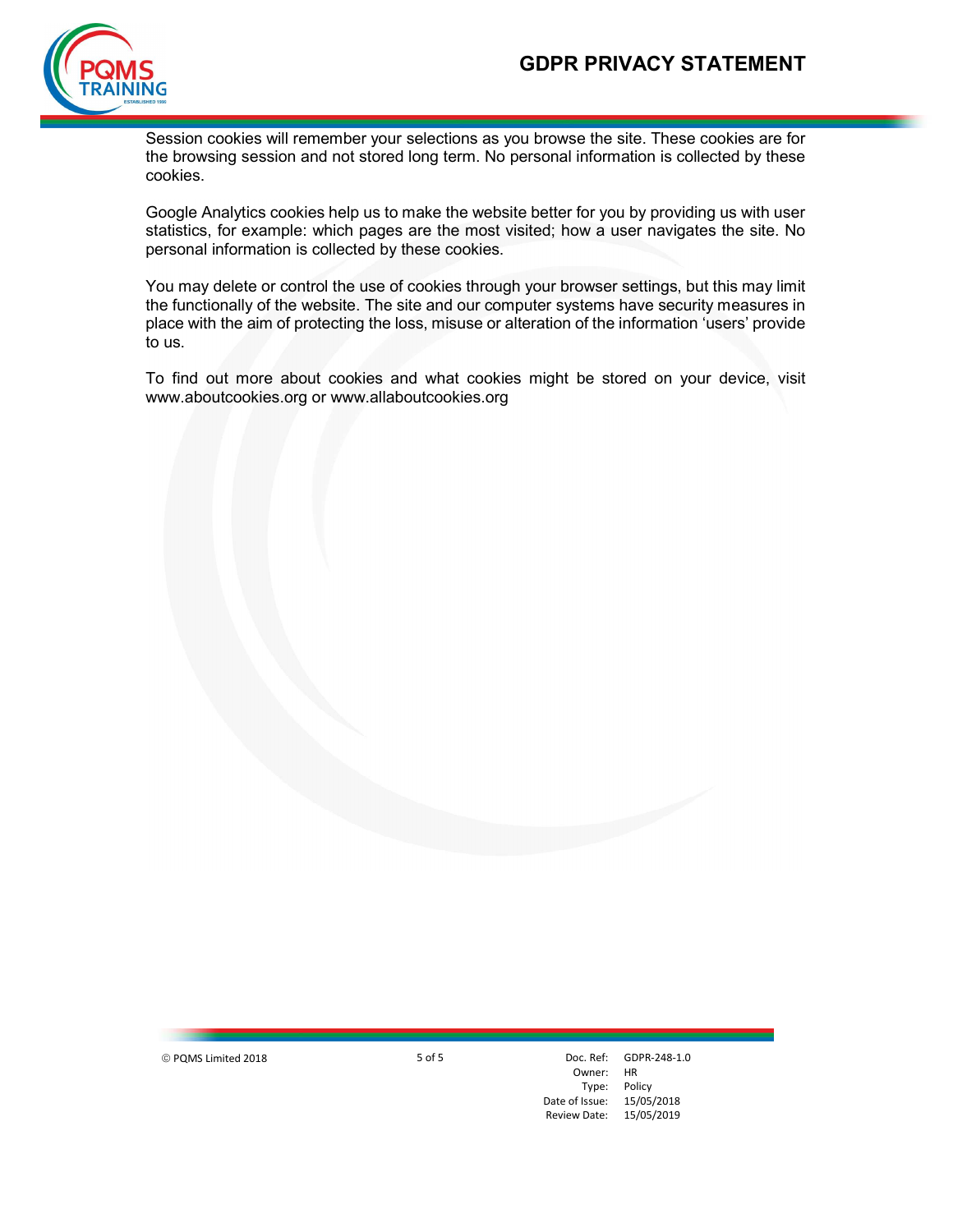Session cookies will remember your selections as you browse the site. These cookies are for the browsing session and not stored long term. No personal information is collected by these cookies.

Google Analytics cookies help us to make the website better for you by providing us with user statistics, for example: which pages are the most visited; how a user navigates the site. No personal information is collected by these cookies.

You may delete or control the use of cookies through your browser settings, but this may limit the functionally of the website. The site and our computer systems have security measures in place with the aim of protecting the loss, misuse or alteration of the information 'users' provide to us.

To find out more about cookies and what cookies might be stored on your device, visit www.aboutcookies.org or www.allaboutcookies.org